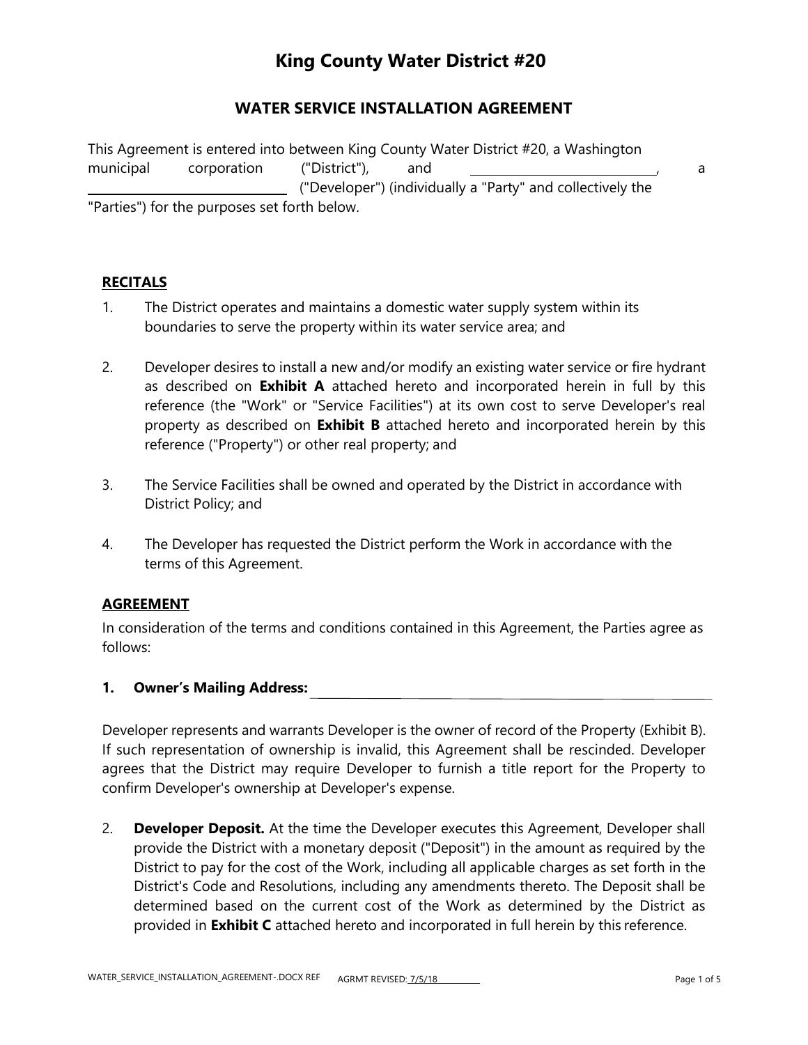# King County Water District #20

## WATER SERVICE INSTALLATION AGREEMENT

This Agreement is entered into between King County Water District #20, a Washington municipal corporation ("District"), and ______________________________, a ______________________________ ("Developer") (individually a "Party" and collectively the "Parties") for the purposes set forth below.

### RECITALS

1. The District operates and maintains a domestic water supply system within its boundaries to serve the property within its water service area; and

2. Developer desires to install a new and/or modify an existing water service or fire hydrant as described on **Exhibit A** attached hereto and incorporated herein in full by this reference (the "Work" or "Service Facilities") at its own cost to serve Developer's real property as described on **Exhibit B** attached hereto and incorporated herein by this reference ("Property") or other real property; and

3. The Service Facilities shall be owned and operated by the District in accordance with District Policy; and

4. The Developer has requested the District perform the Work in accordance with the terms of this Agreement.

### AGREEMENT

In consideration of the terms and conditions contained in this Agreement, the Parties agree as follows:

**1. Owner's Mailing Address:** ______________________________________________

Developer represents and warrants Developer is the owner of record of the Property (Exhibit B). If such representation of ownership is invalid, this Agreement shall be rescinded. Developer agrees that the District may require Developer to furnish a title report for the Property to confirm Developer's ownership at Developer's expense.

2. **Developer Deposit.** At the time the Developer executes this Agreement, Developer shall provide the District with a monetary deposit ("Deposit") in the amount as required by the District to pay for the cost of the Work, including all applicable charges as set forth in the District's Code and Resolutions, including any amendments thereto. The Deposit shall be determined based on the current cost of the Work as determined by the District as provided in **Exhibit C** attached hereto and incorporated in full herein by this reference.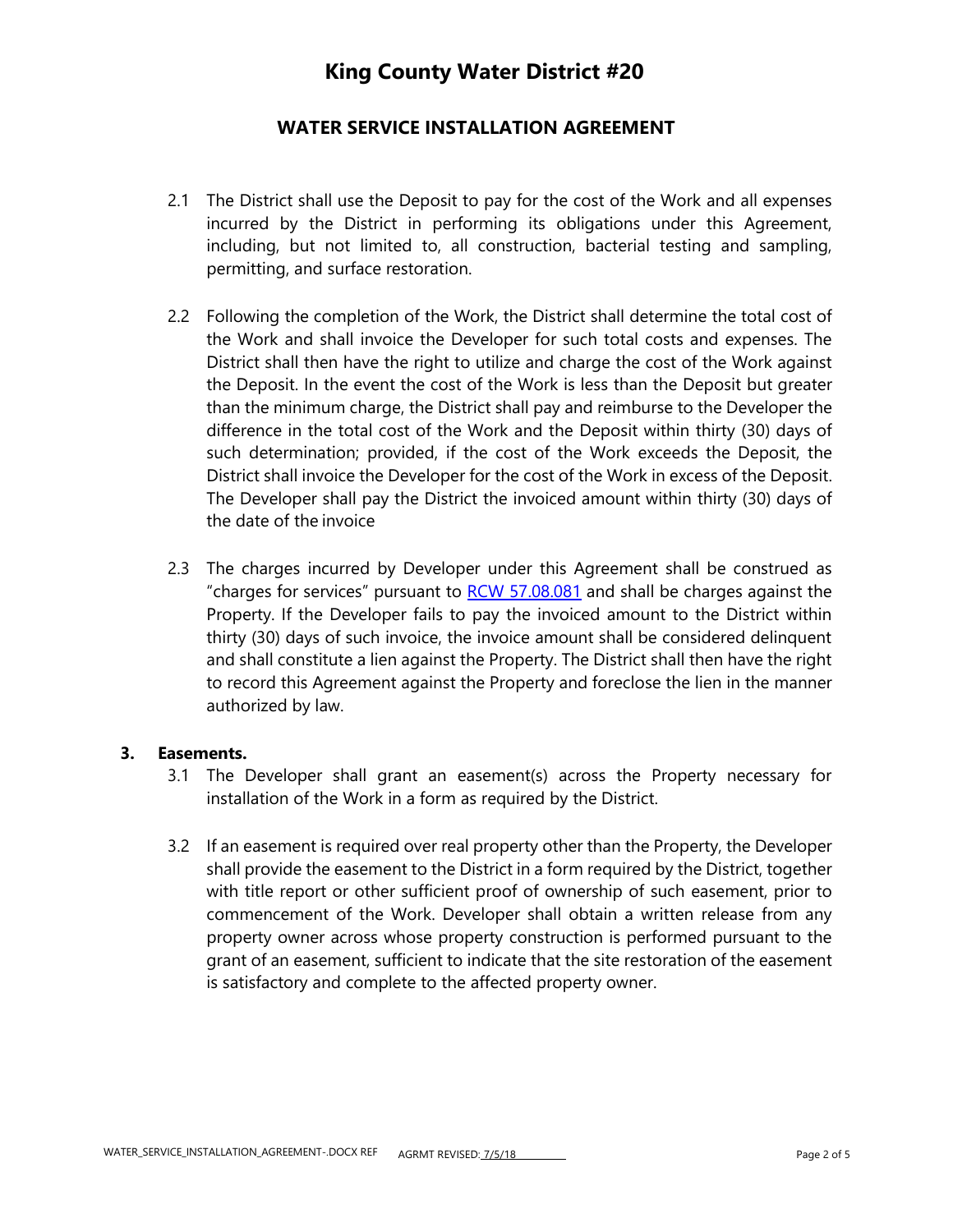2.1 The District shall use the Deposit to pay for the cost of the Work and all expenses incurred by the District in performing its obligations under this Agreement, including, but not limited to, all construction, bacterial testing and sampling, permitting, and surface restoration.

2.2 Following the completion of the Work, the District shall determine the total cost of the Work and shall invoice the Developer for such total costs and expenses. The District shall then have the right to utilize and charge the cost of the Work against the Deposit. In the event the cost of the Work is less than the Deposit but greater than the minimum charge, the District shall pay and reimburse to the Developer the difference in the total cost of the Work and the Deposit within thirty (30) days of such determination; provided, if the cost of the Work exceeds the Deposit, the District shall invoice the Developer for the cost of the Work in excess of the Deposit. The Developer shall pay the District the invoiced amount within thirty (30) days of the date of the invoice

2.3 The charges incurred by Developer under this Agreement shall be construed as "charges for services" pursuant to RCW 57.08.081 and shall be charges against the Property. If the Developer fails to pay the invoiced amount to the District within thirty (30) days of such invoice, the invoice amount shall be considered delinquent and shall constitute a lien against the Property. The District shall then have the right to record this Agreement against the Property and foreclose the lien in the manner authorized by law.

**3. Easements.**

3.1 The Developer shall grant an easement(s) across the Property necessary for installation of the Work in a form as required by the District.

3.2 If an easement is required over real property other than the Property, the Developer shall provide the easement to the District in a form required by the District, together with title report or other sufficient proof of ownership of such easement, prior to commencement of the Work. Developer shall obtain a written release from any property owner across whose property construction is performed pursuant to the grant of an easement, sufficient to indicate that the site restoration of the easement is satisfactory and complete to the affected property owner.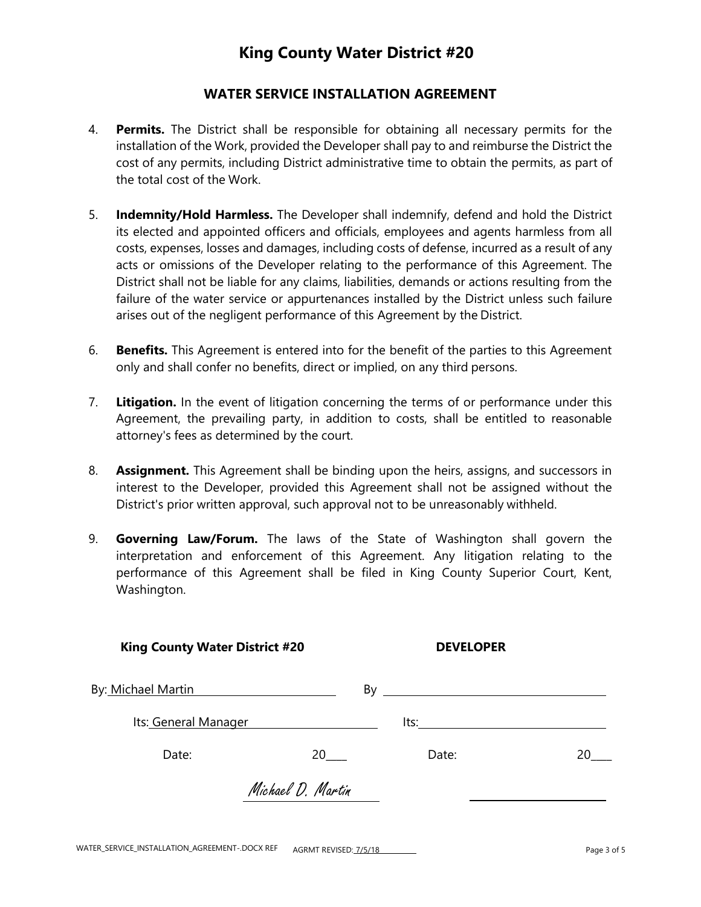# King County Water District #20

## WATER SERVICE INSTALLATION AGREEMENT

4. **Permits.** The District shall be responsible for obtaining all necessary permits for the installation of the Work, provided the Developer shall pay to and reimburse the District the cost of any permits, including District administrative time to obtain the permits, as part of the total cost of the Work.

5. **Indemnity/Hold Harmless.** The Developer shall indemnify, defend and hold the District its elected and appointed officers and officials, employees and agents harmless from all costs, expenses, losses and damages, including costs of defense, incurred as a result of any acts or omissions of the Developer relating to the performance of this Agreement. The District shall not be liable for any claims, liabilities, demands or actions resulting from the failure of the water service or appurtenances installed by the District unless such failure arises out of the negligent performance of this Agreement by the District.

6. **Benefits.** This Agreement is entered into for the benefit of the parties to this Agreement only and shall confer no benefits, direct or implied, on any third persons.

7. **Litigation.** In the event of litigation concerning the terms of or performance under this Agreement, the prevailing party, in addition to costs, shall be entitled to reasonable attorney's fees as determined by the court.

8. **Assignment.** This Agreement shall be binding upon the heirs, assigns, and successors in interest to the Developer, provided this Agreement shall not be assigned without the District's prior written approval, such approval not to be unreasonably withheld.

9. **Governing Law/Forum.** The laws of the State of Washington shall govern the interpretation and enforcement of this Agreement. Any litigation relating to the performance of this Agreement shall be filed in King County Superior Court, Kent, Washington.

| **King County Water District #20** | **DEVELOPER** |
| --- | --- |
| By: Michael Martin | By ______________________ |
| Its: General Manager | Its: ______________________ |
| Date: 20____ | Date: 20____ |
| Michael D. Martin | ______________________ |

WATER_SERVICE_INSTALLATION_AGREEMENT-.DOCX REF AGRMT REVISED: 7/5/18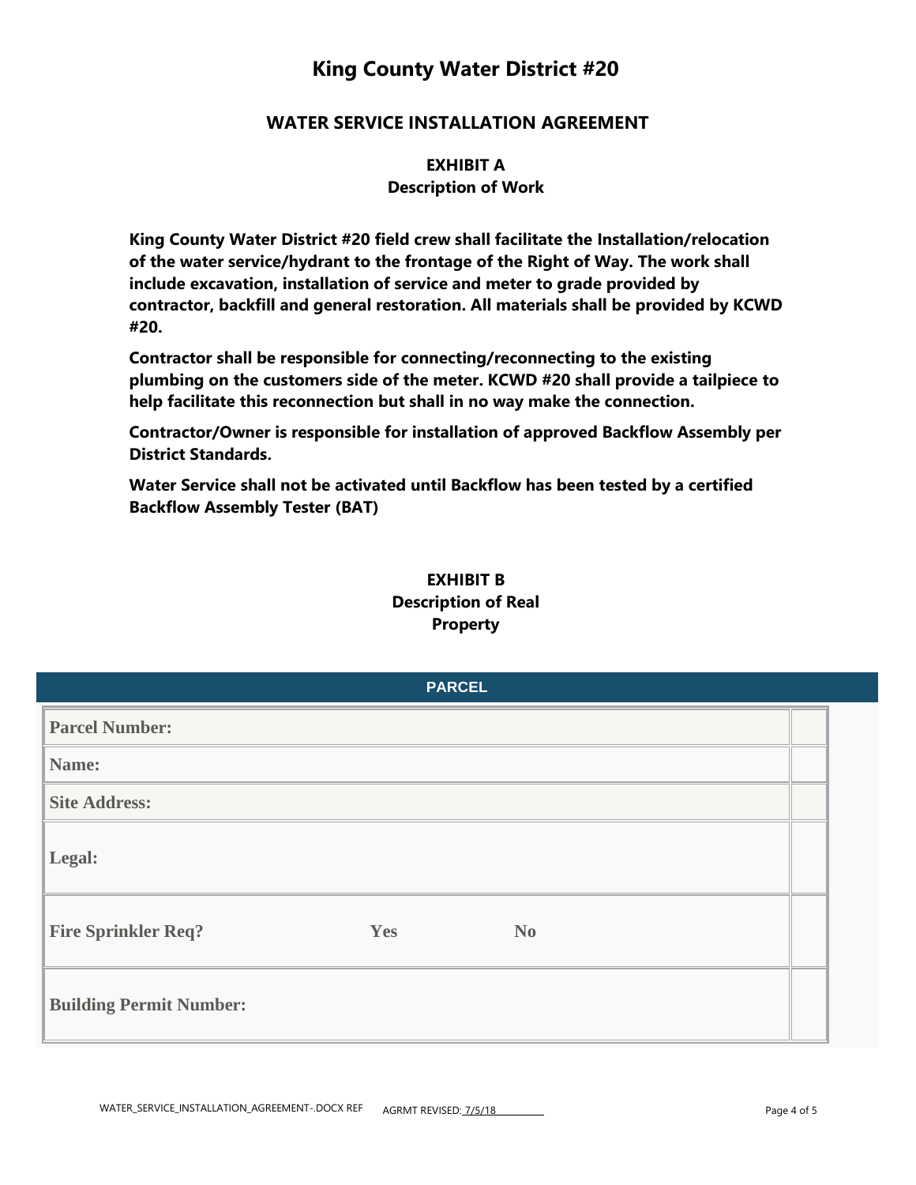# King County Water District #20

## WATER SERVICE INSTALLATION AGREEMENT

### EXHIBIT A
### Description of Work

**King County Water District #20 field crew shall facilitate the Installation/relocation of the water service/hydrant to the frontage of the Right of Way. The work shall include excavation, installation of service and meter to grade provided by contractor, backfill and general restoration. All materials shall be provided by KCWD #20.**

**Contractor shall be responsible for connecting/reconnecting to the existing plumbing on the customers side of the meter. KCWD #20 shall provide a tailpiece to help facilitate this reconnection but shall in no way make the connection.**

**Contractor/Owner is responsible for installation of approved Backflow Assembly per District Standards.**

**Water Service shall not be activated until Backflow has been tested by a certified Backflow Assembly Tester (BAT)**

### EXHIBIT B
### Description of Real Property

| PARCEL | |
|---|---|
| **Parcel Number:** | |
| **Name:** | |
| **Site Address:** | |
| **Legal:** | |
| **Fire Sprinkler Req?** **Yes** **No** | |
| **Building Permit Number:** | |

WATER_SERVICE_INSTALLATION_AGREEMENT-.DOCX REF AGRMT REVISED: 7/5/18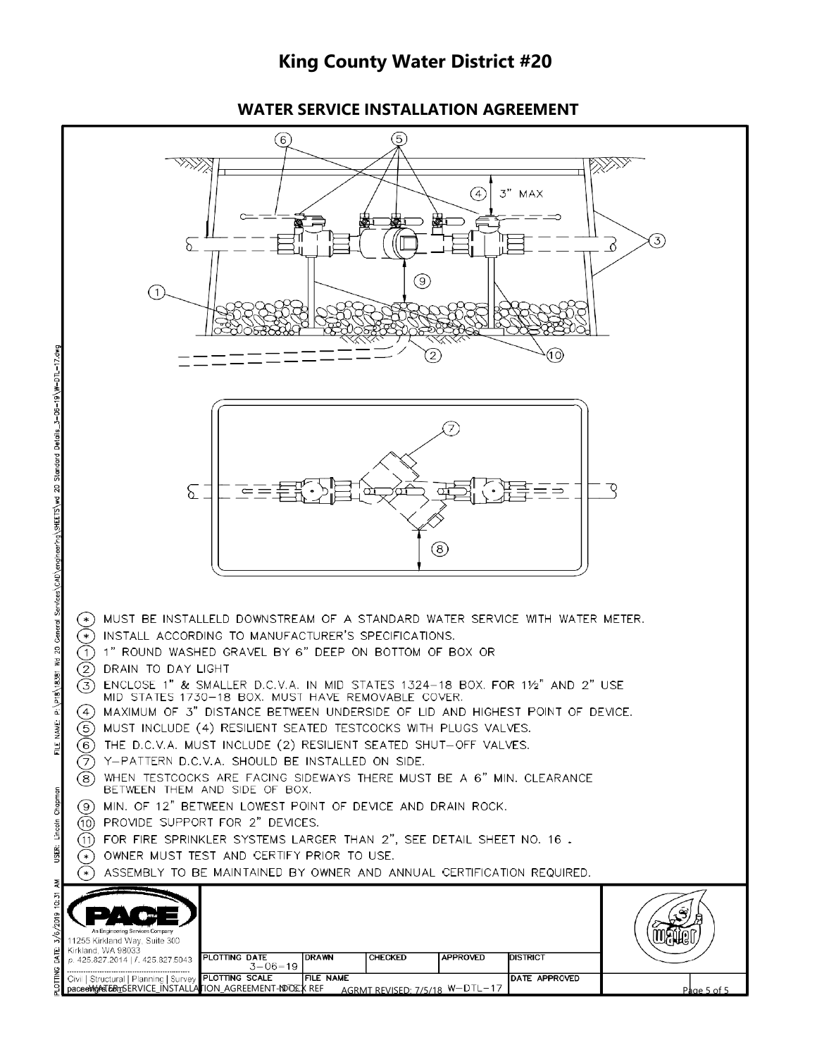# King County Water District #20

## WATER SERVICE INSTALLATION AGREEMENT

6 5

4 3" MAX

3

9

1

2 10

7

8

(*) MUST BE INSTALLELD DOWNSTREAM OF A STANDARD WATER SERVICE WITH WATER METER.
(*) INSTALL ACCORDING TO MANUFACTURER'S SPECIFICATIONS.
(1) 1" ROUND WASHED GRAVEL BY 6" DEEP ON BOTTOM OF BOX OR
(2) DRAIN TO DAY LIGHT
(3) ENCLOSE 1" & SMALLER D.C.V.A. IN MID STATES 1324-18 BOX. FOR 1½" AND 2" USE MID STATES 1730-18 BOX. MUST HAVE REMOVABLE COVER.
(4) MAXIMUM OF 3" DISTANCE BETWEEN UNDERSIDE OF LID AND HIGHEST POINT OF DEVICE.
(5) MUST INCLUDE (4) RESILIENT SEATED TESTCOCKS WITH PLUGS VALVES.
(6) THE D.C.V.A. MUST INCLUDE (2) RESILIENT SEATED SHUT-OFF VALVES.
(7) Y-PATTERN D.C.V.A. SHOULD BE INSTALLED ON SIDE.
(8) WHEN TESTCOCKS ARE FACING SIDEWAYS THERE MUST BE A 6" MIN. CLEARANCE BETWEEN THEM AND SIDE OF BOX.
(9) MIN. OF 12" BETWEEN LOWEST POINT OF DEVICE AND DRAIN ROCK.
(10) PROVIDE SUPPORT FOR 2" DEVICES.
(11) FOR FIRE SPRINKLER SYSTEMS LARGER THAN 2", SEE DETAIL SHEET NO. 16 .
(*) OWNER MUST TEST AND CERTIFY PRIOR TO USE.
(*) ASSEMBLY TO BE MAINTAINED BY OWNER AND ANNUAL CERTIFICATION REQUIRED.

PACE
An Engineering Services Company
11255 Kirkland Way, Suite 300
Kirkland, WA 98033
p. 425.827.2014 | f. 425.827.5043
Civil | Structural | Planning | Survey
paceengrs.com

| PLOTTING DATE | DRAWN | CHECKED | APPROVED | DISTRICT |
|---|---|---|---|---|
| 3-06-19 | | | | |
| PLOTTING SCALE | FILE NAME | | | DATE APPROVED |
| | | | W-DTL-17 | |

WATER_SERVICE_INSTALLATION_AGREEMENT-NDDEX REF AGRMT REVISED: 7/5/18

FILE NAME: P:\P18\18381 Wd 20 General Services\CAD\engineering\SHEETS\wd 20 Standard Details_3-06-19\W-DTL-17.dwg USER: Lincoln Chapman PLOTTING DATE: 3/6/2019 10:31 AM